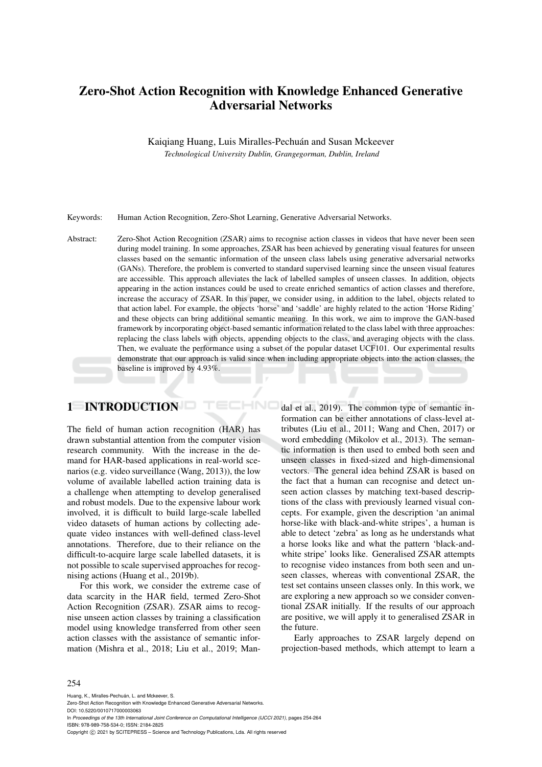# Zero-Shot Action Recognition with Knowledge Enhanced Generative Adversarial Networks

Kaiqiang Huang, Luis Miralles-Pechuán and Susan Mckeever

*Technological University Dublin, Grangegorman, Dublin, Ireland*

Keywords: Human Action Recognition, Zero-Shot Learning, Generative Adversarial Networks.

Abstract: Zero-Shot Action Recognition (ZSAR) aims to recognise action classes in videos that have never been seen during model training. In some approaches, ZSAR has been achieved by generating visual features for unseen classes based on the semantic information of the unseen class labels using generative adversarial networks (GANs). Therefore, the problem is converted to standard supervised learning since the unseen visual features are accessible. This approach alleviates the lack of labelled samples of unseen classes. In addition, objects appearing in the action instances could be used to create enriched semantics of action classes and therefore, increase the accuracy of ZSAR. In this paper, we consider using, in addition to the label, objects related to that action label. For example, the objects 'horse' and 'saddle' are highly related to the action 'Horse Riding' and these objects can bring additional semantic meaning. In this work, we aim to improve the GAN-based framework by incorporating object-based semantic information related to the class label with three approaches: replacing the class labels with objects, appending objects to the class, and averaging objects with the class. Then, we evaluate the performance using a subset of the popular dataset UCF101. Our experimental results demonstrate that our approach is valid since when including appropriate objects into the action classes, the baseline is improved by 4.93%.

## 1 INTRODUCTION

The field of human action recognition (HAR) has drawn substantial attention from the computer vision research community. With the increase in the demand for HAR-based applications in real-world scenarios (e.g. video surveillance (Wang, 2013)), the low volume of available labelled action training data is a challenge when attempting to develop generalised and robust models. Due to the expensive labour work involved, it is difficult to build large-scale labelled video datasets of human actions by collecting adequate video instances with well-defined class-level annotations. Therefore, due to their reliance on the difficult-to-acquire large scale labelled datasets, it is not possible to scale supervised approaches for recognising actions (Huang et al., 2019b).

For this work, we consider the extreme case of data scarcity in the HAR field, termed Zero-Shot Action Recognition (ZSAR). ZSAR aims to recognise unseen action classes by training a classification model using knowledge transferred from other seen action classes with the assistance of semantic information (Mishra et al., 2018; Liu et al., 2019; Mandal et al., 2019). The common type of semantic information can be either annotations of class-level attributes (Liu et al., 2011; Wang and Chen, 2017) or word embedding (Mikolov et al., 2013). The semantic information is then used to embed both seen and unseen classes in fixed-sized and high-dimensional vectors. The general idea behind ZSAR is based on the fact that a human can recognise and detect unseen action classes by matching text-based descriptions of the class with previously learned visual concepts. For example, given the description 'an animal horse-like with black-and-white stripes', a human is able to detect 'zebra' as long as he understands what a horse looks like and what the pattern 'black-and-white stripe' looks like. Generalised ZSAR attempts to recognise video instances from both seen and unseen classes, whereas with conventional ZSAR, the test set contains unseen classes only. In this work, we are exploring a new approach so we consider conventional ZSAR initially. If the results of our approach are positive, we will apply it to generalised ZSAR in the future.

Early approaches to ZSAR largely depend on projection-based methods, which attempt to learn a

Huang, K., Miralles-Pechuán, L. and Mckeever, S.
Zero-Shot Action Recognition with Knowledge Enhanced Generative Adversarial Networks.
DOI: 10.5220/0010717000003063
In *Proceedings of the 13th International Joint Conference on Computational Intelligence (IJCCI 2021)*, pages 254-264
ISBN: 978-989-758-534-0; ISSN: 2184-2825
Copyright © 2021 by SCITEPRESS – Science and Technology Publications, Lda. All rights reserved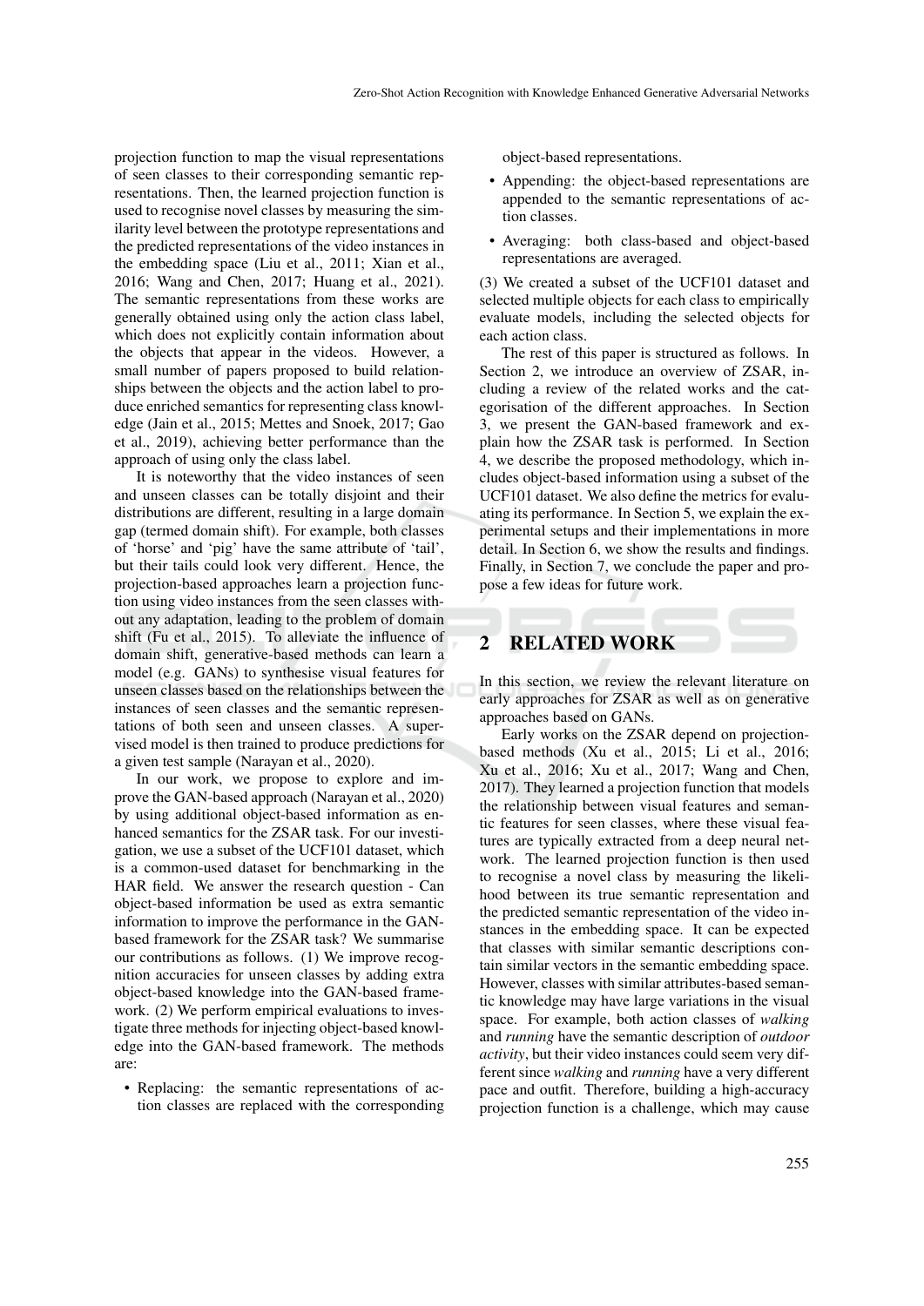projection function to map the visual representations of seen classes to their corresponding semantic representations. Then, the learned projection function is used to recognise novel classes by measuring the similarity level between the prototype representations and the predicted representations of the video instances in the embedding space (Liu et al., 2011; Xian et al., 2016; Wang and Chen, 2017; Huang et al., 2021). The semantic representations from these works are generally obtained using only the action class label, which does not explicitly contain information about the objects that appear in the videos. However, a small number of papers proposed to build relationships between the objects and the action label to produce enriched semantics for representing class knowledge (Jain et al., 2015; Mettes and Snoek, 2017; Gao et al., 2019), achieving better performance than the approach of using only the class label.

It is noteworthy that the video instances of seen and unseen classes can be totally disjoint and their distributions are different, resulting in a large domain gap (termed domain shift). For example, both classes of 'horse' and 'pig' have the same attribute of 'tail', but their tails could look very different. Hence, the projection-based approaches learn a projection function using video instances from the seen classes without any adaptation, leading to the problem of domain shift (Fu et al., 2015). To alleviate the influence of domain shift, generative-based methods can learn a model (e.g. GANs) to synthesise visual features for unseen classes based on the relationships between the instances of seen classes and the semantic representations of both seen and unseen classes. A supervised model is then trained to produce predictions for a given test sample (Narayan et al., 2020).

In our work, we propose to explore and improve the GAN-based approach (Narayan et al., 2020) by using additional object-based information as enhanced semantics for the ZSAR task. For our investigation, we use a subset of the UCF101 dataset, which is a common-used dataset for benchmarking in the HAR field. We answer the research question - Can object-based information be used as extra semantic information to improve the performance in the GAN-based framework for the ZSAR task? We summarise our contributions as follows. (1) We improve recognition accuracies for unseen classes by adding extra object-based knowledge into the GAN-based framework. (2) We perform empirical evaluations to investigate three methods for injecting object-based knowledge into the GAN-based framework. The methods are:

- Replacing: the semantic representations of action classes are replaced with the corresponding object-based representations.
- Appending: the object-based representations are appended to the semantic representations of action classes.
- Averaging: both class-based and object-based representations are averaged.

(3) We created a subset of the UCF101 dataset and selected multiple objects for each class to empirically evaluate models, including the selected objects for each action class.

The rest of this paper is structured as follows. In Section 2, we introduce an overview of ZSAR, including a review of the related works and the categorisation of the different approaches. In Section 3, we present the GAN-based framework and explain how the ZSAR task is performed. In Section 4, we describe the proposed methodology, which includes object-based information using a subset of the UCF101 dataset. We also define the metrics for evaluating its performance. In Section 5, we explain the experimental setups and their implementations in more detail. In Section 6, we show the results and findings. Finally, in Section 7, we conclude the paper and propose a few ideas for future work.

## 2 RELATED WORK

In this section, we review the relevant literature on early approaches for ZSAR as well as on generative approaches based on GANs.

Early works on the ZSAR depend on projection-based methods (Xu et al., 2015; Li et al., 2016; Xu et al., 2016; Xu et al., 2017; Wang and Chen, 2017). They learned a projection function that models the relationship between visual features and semantic features for seen classes, where these visual features are typically extracted from a deep neural network. The learned projection function is then used to recognise a novel class by measuring the likelihood between its true semantic representation and the predicted semantic representation of the video instances in the embedding space. It can be expected that classes with similar semantic descriptions contain similar vectors in the semantic embedding space. However, classes with similar attributes-based semantic knowledge may have large variations in the visual space. For example, both action classes of *walking* and *running* have the semantic description of *outdoor activity*, but their video instances could seem very different since *walking* and *running* have a very different pace and outfit. Therefore, building a high-accuracy projection function is a challenge, which may cause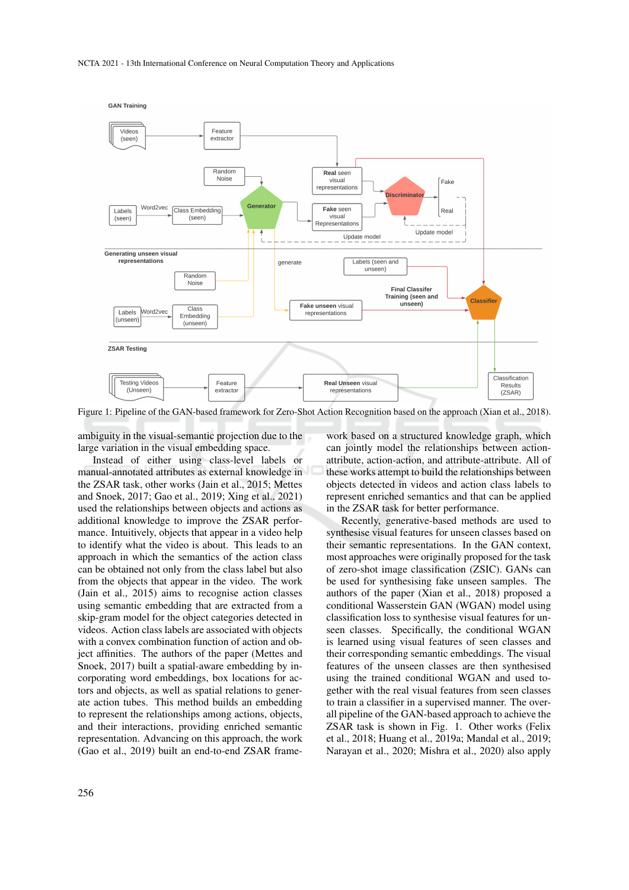Figure 1: Pipeline of the GAN-based framework for Zero-Shot Action Recognition based on the approach (Xian et al., 2018).

ambiguity in the visual-semantic projection due to the large variation in the visual embedding space.

Instead of either using class-level labels or manual-annotated attributes as external knowledge in the ZSAR task, other works (Jain et al., 2015; Mettes and Snoek, 2017; Gao et al., 2019; Xing et al., 2021) used the relationships between objects and actions as additional knowledge to improve the ZSAR performance. Intuitively, objects that appear in a video help to identify what the video is about. This leads to an approach in which the semantics of the action class can be obtained not only from the class label but also from the objects that appear in the video. The work (Jain et al., 2015) aims to recognise action classes using semantic embedding that are extracted from a skip-gram model for the object categories detected in videos. Action class labels are associated with objects with a convex combination function of action and object affinities. The authors of the paper (Mettes and Snoek, 2017) built a spatial-aware embedding by incorporating word embeddings, box locations for actors and objects, as well as spatial relations to generate action tubes. This method builds an embedding to represent the relationships among actions, objects, and their interactions, providing enriched semantic representation. Advancing on this approach, the work (Gao et al., 2019) built an end-to-end ZSAR framework based on a structured knowledge graph, which can jointly model the relationships between action-attribute, action-action, and attribute-attribute. All of these works attempt to build the relationships between objects detected in videos and action class labels to represent enriched semantics and that can be applied in the ZSAR task for better performance.

Recently, generative-based methods are used to synthesise visual features for unseen classes based on their semantic representations. In the GAN context, most approaches were originally proposed for the task of zero-shot image classification (ZSIC). GANs can be used for synthesising fake unseen samples. The authors of the paper (Xian et al., 2018) proposed a conditional Wasserstein GAN (WGAN) model using classification loss to synthesise visual features for unseen classes. Specifically, the conditional WGAN is learned using visual features of seen classes and their corresponding semantic embeddings. The visual features of the unseen classes are then synthesised using the trained conditional WGAN and used together with the real visual features from seen classes to train a classifier in a supervised manner. The overall pipeline of the GAN-based approach to achieve the ZSAR task is shown in Fig. 1. Other works (Felix et al., 2018; Huang et al., 2019a; Mandal et al., 2019; Narayan et al., 2020; Mishra et al., 2020) also apply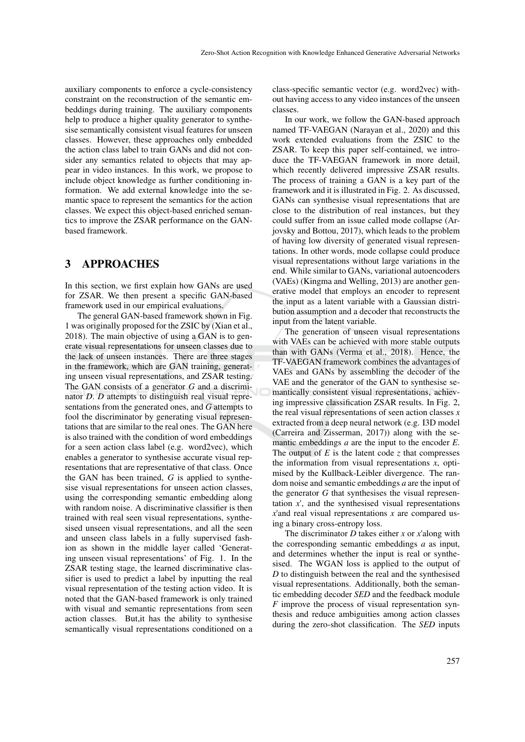auxiliary components to enforce a cycle-consistency constraint on the reconstruction of the semantic embeddings during training. The auxiliary components help to produce a higher quality generator to synthesise semantically consistent visual features for unseen classes. However, these approaches only embedded the action class label to train GANs and did not consider any semantics related to objects that may appear in video instances. In this work, we propose to include object knowledge as further conditioning information. We add external knowledge into the semantic space to represent the semantics for the action classes. We expect this object-based enriched semantics to improve the ZSAR performance on the GAN-based framework.

## 3 APPROACHES

In this section, we first explain how GANs are used for ZSAR. We then present a specific GAN-based framework used in our empirical evaluations.

The general GAN-based framework shown in Fig. 1 was originally proposed for the ZSIC by (Xian et al., 2018). The main objective of using a GAN is to generate visual representations for unseen classes due to the lack of unseen instances. There are three stages in the framework, which are GAN training, generating unseen visual representations, and ZSAR testing. The GAN consists of a generator *G* and a discriminator *D*. *D* attempts to distinguish real visual representations from the generated ones, and *G* attempts to fool the discriminator by generating visual representations that are similar to the real ones. The GAN here is also trained with the condition of word embeddings for a seen action class label (e.g. word2vec), which enables a generator to synthesise accurate visual representations that are representative of that class. Once the GAN has been trained, *G* is applied to synthesise visual representations for unseen action classes, using the corresponding semantic embedding along with random noise. A discriminative classifier is then trained with real seen visual representations, synthesised unseen visual representations, and all the seen and unseen class labels in a fully supervised fashion as shown in the middle layer called 'Generating unseen visual representations' of Fig. 1. In the ZSAR testing stage, the learned discriminative classifier is used to predict a label by inputting the real visual representation of the testing action video. It is noted that the GAN-based framework is only trained with visual and semantic representations from seen action classes. But,it has the ability to synthesise semantically visual representations conditioned on a class-specific semantic vector (e.g. word2vec) without having access to any video instances of the unseen classes.

In our work, we follow the GAN-based approach named TF-VAEGAN (Narayan et al., 2020) and this work extended evaluations from the ZSIC to the ZSAR. To keep this paper self-contained, we introduce the TF-VAEGAN framework in more detail, which recently delivered impressive ZSAR results. The process of training a GAN is a key part of the framework and it is illustrated in Fig. 2. As discussed, GANs can synthesise visual representations that are close to the distribution of real instances, but they could suffer from an issue called mode collapse (Arjovsky and Bottou, 2017), which leads to the problem of having low diversity of generated visual representations. In other words, mode collapse could produce visual representations without large variations in the end. While similar to GANs, variational autoencoders (VAEs) (Kingma and Welling, 2013) are another generative model that employs an encoder to represent the input as a latent variable with a Gaussian distribution assumption and a decoder that reconstructs the input from the latent variable.

The generation of unseen visual representations with VAEs can be achieved with more stable outputs than with GANs (Verma et al., 2018). Hence, the TF-VAEGAN framework combines the advantages of VAEs and GANs by assembling the decoder of the VAE and the generator of the GAN to synthesise semantically consistent visual representations, achieving impressive classification ZSAR results. In Fig. 2, the real visual representations of seen action classes $x$ extracted from a deep neural network (e.g. I3D model (Carreira and Zisserman, 2017)) along with the semantic embeddings $a$ are the input to the encoder *E*. The output of *E* is the latent code $z$ that compresses the information from visual representations $x$, optimised by the Kullback-Leibler divergence. The random noise and semantic embeddings $a$ are the input of the generator *G* that synthesises the visual representation $x'$, and the synthesised visual representations $x'$and real visual representations $x$ are compared using a binary cross-entropy loss.

The discriminator *D* takes either $x$ or $x'$along with the corresponding semantic embeddings $a$ as input, and determines whether the input is real or synthesised. The WGAN loss is applied to the output of *D* to distinguish between the real and the synthesised visual representations. Additionally, both the semantic embedding decoder *SED* and the feedback module *F* improve the process of visual representation synthesis and reduce ambiguities among action classes during the zero-shot classification. The *SED* inputs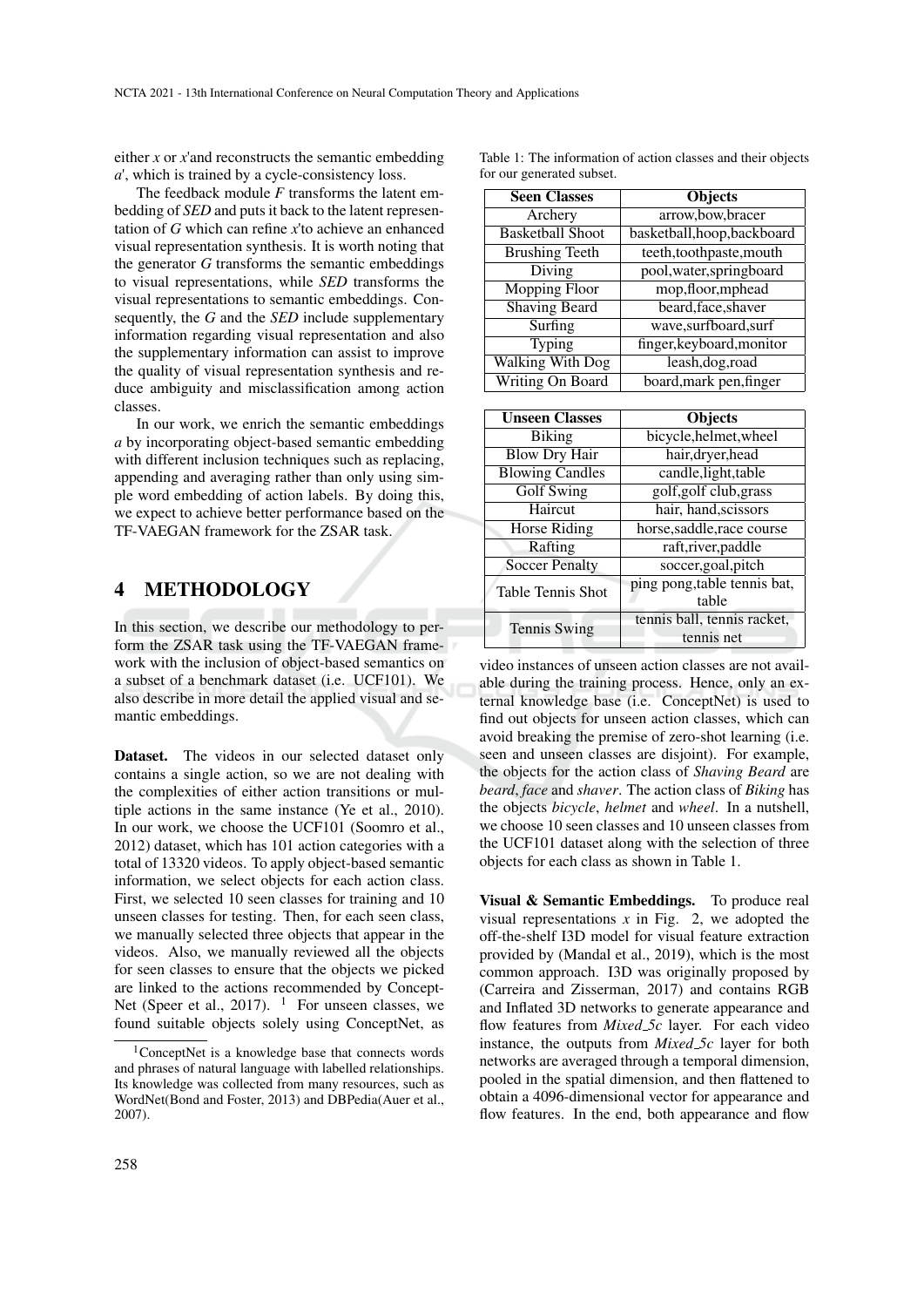either $x$ or $x'$and reconstructs the semantic embedding $a'$, which is trained by a cycle-consistency loss.

The feedback module $F$ transforms the latent embedding of *SED* and puts it back to the latent representation of $G$ which can refine $x'$to achieve an enhanced visual representation synthesis. It is worth noting that the generator $G$ transforms the semantic embeddings to visual representations, while *SED* transforms the visual representations to semantic embeddings. Consequently, the $G$ and the *SED* include supplementary information regarding visual representation and also the supplementary information can assist to improve the quality of visual representation synthesis and reduce ambiguity and misclassification among action classes.

In our work, we enrich the semantic embeddings $a$ by incorporating object-based semantic embedding with different inclusion techniques such as replacing, appending and averaging rather than only using simple word embedding of action labels. By doing this, we expect to achieve better performance based on the TF-VAEGAN framework for the ZSAR task.

## 4 METHODOLOGY

In this section, we describe our methodology to perform the ZSAR task using the TF-VAEGAN framework with the inclusion of object-based semantics on a subset of a benchmark dataset (i.e. UCF101). We also describe in more detail the applied visual and semantic embeddings.

**Dataset.** The videos in our selected dataset only contains a single action, so we are not dealing with the complexities of either action transitions or multiple actions in the same instance (Ye et al., 2010). In our work, we choose the UCF101 (Soomro et al., 2012) dataset, which has 101 action categories with a total of 13320 videos. To apply object-based semantic information, we select objects for each action class. First, we selected 10 seen classes for training and 10 unseen classes for testing. Then, for each seen class, we manually selected three objects that appear in the videos. Also, we manually reviewed all the objects for seen classes to ensure that the objects we picked are linked to the actions recommended by ConceptNet (Speer et al., 2017). [1] For unseen classes, we found suitable objects solely using ConceptNet, as video instances of unseen action classes are not available during the training process. Hence, only an external knowledge base (i.e. ConceptNet) is used to find out objects for unseen action classes, which can avoid breaking the premise of zero-shot learning (i.e. seen and unseen classes are disjoint). For example, the objects for the action class of *Shaving Beard* are *beard*, *face* and *shaver*. The action class of *Biking* has the objects *bicycle*, *helmet* and *wheel*. In a nutshell, we choose 10 seen classes and 10 unseen classes from the UCF101 dataset along with the selection of three objects for each class as shown in Table 1.

Table 1: The information of action classes and their objects for our generated subset.

| Seen Classes | Objects |
|---|---|
| Archery | arrow,bow,bracer |
| Basketball Shoot | basketball,hoop,backboard |
| Brushing Teeth | teeth,toothpaste,mouth |
| Diving | pool,water,springboard |
| Mopping Floor | mop,floor,mphead |
| Shaving Beard | beard,face,shaver |
| Surfing | wave,surfboard,surf |
| Typing | finger,keyboard,monitor |
| Walking With Dog | leash,dog,road |
| Writing On Board | board,mark pen,finger |

| Unseen Classes | Objects |
|---|---|
| Biking | bicycle,helmet,wheel |
| Blow Dry Hair | hair,dryer,head |
| Blowing Candles | candle,light,table |
| Golf Swing | golf,golf club,grass |
| Haircut | hair, hand,scissors |
| Horse Riding | horse,saddle,race course |
| Rafting | raft,river,paddle |
| Soccer Penalty | soccer,goal,pitch |
| Table Tennis Shot | ping pong,table tennis bat, table |
| Tennis Swing | tennis ball, tennis racket, tennis net |

**Visual & Semantic Embeddings.** To produce real visual representations $x$ in Fig. 2, we adopted the off-the-shelf I3D model for visual feature extraction provided by (Mandal et al., 2019), which is the most common approach. I3D was originally proposed by (Carreira and Zisserman, 2017) and contains RGB and Inflated 3D networks to generate appearance and flow features from *Mixed_5c* layer. For each video instance, the outputs from *Mixed_5c* layer for both networks are averaged through a temporal dimension, pooled in the spatial dimension, and then flattened to obtain a 4096-dimensional vector for appearance and flow features. In the end, both appearance and flow

[1] ConceptNet is a knowledge base that connects words and phrases of natural language with labelled relationships. Its knowledge was collected from many resources, such as WordNet(Bond and Foster, 2013) and DBPedia(Auer et al., 2007).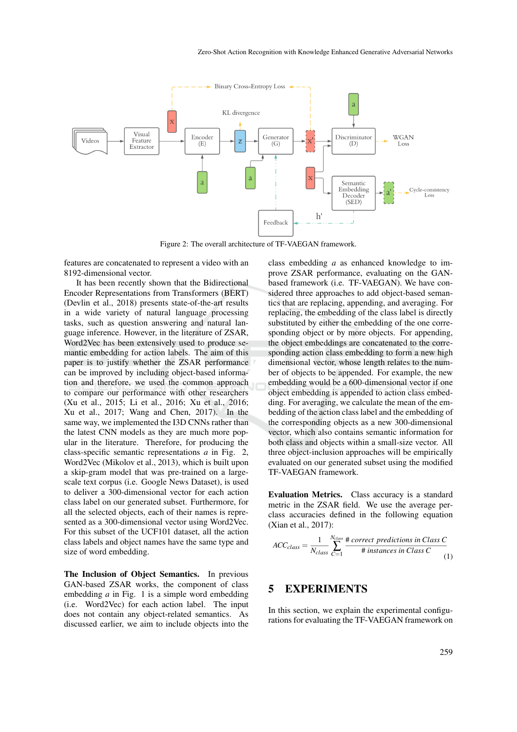Figure 2: The overall architecture of TF-VAEGAN framework.

features are concatenated to represent a video with an 8192-dimensional vector.

It has been recently shown that the Bidirectional Encoder Representations from Transformers (BERT) (Devlin et al., 2018) presents state-of-the-art results in a wide variety of natural language processing tasks, such as question answering and natural language inference. However, in the literature of ZSAR, Word2Vec has been extensively used to produce semantic embedding for action labels. The aim of this paper is to justify whether the ZSAR performance can be improved by including object-based information and therefore, we used the common approach to compare our performance with other researchers (Xu et al., 2015; Li et al., 2016; Xu et al., 2016; Xu et al., 2017; Wang and Chen, 2017). In the same way, we implemented the I3D CNNs rather than the latest CNN models as they are much more popular in the literature. Therefore, for producing the class-specific semantic representations $a$ in Fig. 2, Word2Vec (Mikolov et al., 2013), which is built upon a skip-gram model that was pre-trained on a large-scale text corpus (i.e. Google News Dataset), is used to deliver a 300-dimensional vector for each action class label on our generated subset. Furthermore, for all the selected objects, each of their names is represented as a 300-dimensional vector using Word2Vec. For this subset of the UCF101 dataset, all the action class labels and object names have the same type and size of word embedding.

**The Inclusion of Object Semantics.** In previous GAN-based ZSAR works, the component of class embedding $a$ in Fig. 1 is a simple word embedding (i.e. Word2Vec) for each action label. The input does not contain any object-related semantics. As discussed earlier, we aim to include objects into the class embedding $a$ as enhanced knowledge to improve ZSAR performance, evaluating on the GAN-based framework (i.e. TF-VAEGAN). We have considered three approaches to add object-based semantics that are replacing, appending, and averaging. For replacing, the embedding of the class label is directly substituted by either the embedding of the one corresponding object or by more objects. For appending, the object embeddings are concatenated to the corresponding action class embedding to form a new high dimensional vector, whose length relates to the number of objects to be appended. For example, the new embedding would be a 600-dimensional vector if one object embedding is appended to action class embedding. For averaging, we calculate the mean of the embedding of the action class label and the embedding of the corresponding objects as a new 300-dimensional vector, which also contains semantic information for both class and objects within a small-size vector. All three object-inclusion approaches will be empirically evaluated on our generated subset using the modified TF-VAEGAN framework.

**Evaluation Metrics.** Class accuracy is a standard metric in the ZSAR field. We use the average per-class accuracies defined in the following equation (Xian et al., 2017):

$$ACC_{class} = \frac{1}{N_{class}} \sum_{C=1}^{N_{class}} \frac{\#\ correct\ predictions\ in\ Class\ C}{\#\ instances\ in\ Class\ C} \tag{1}$$

## 5 EXPERIMENTS

In this section, we explain the experimental configurations for evaluating the TF-VAEGAN framework on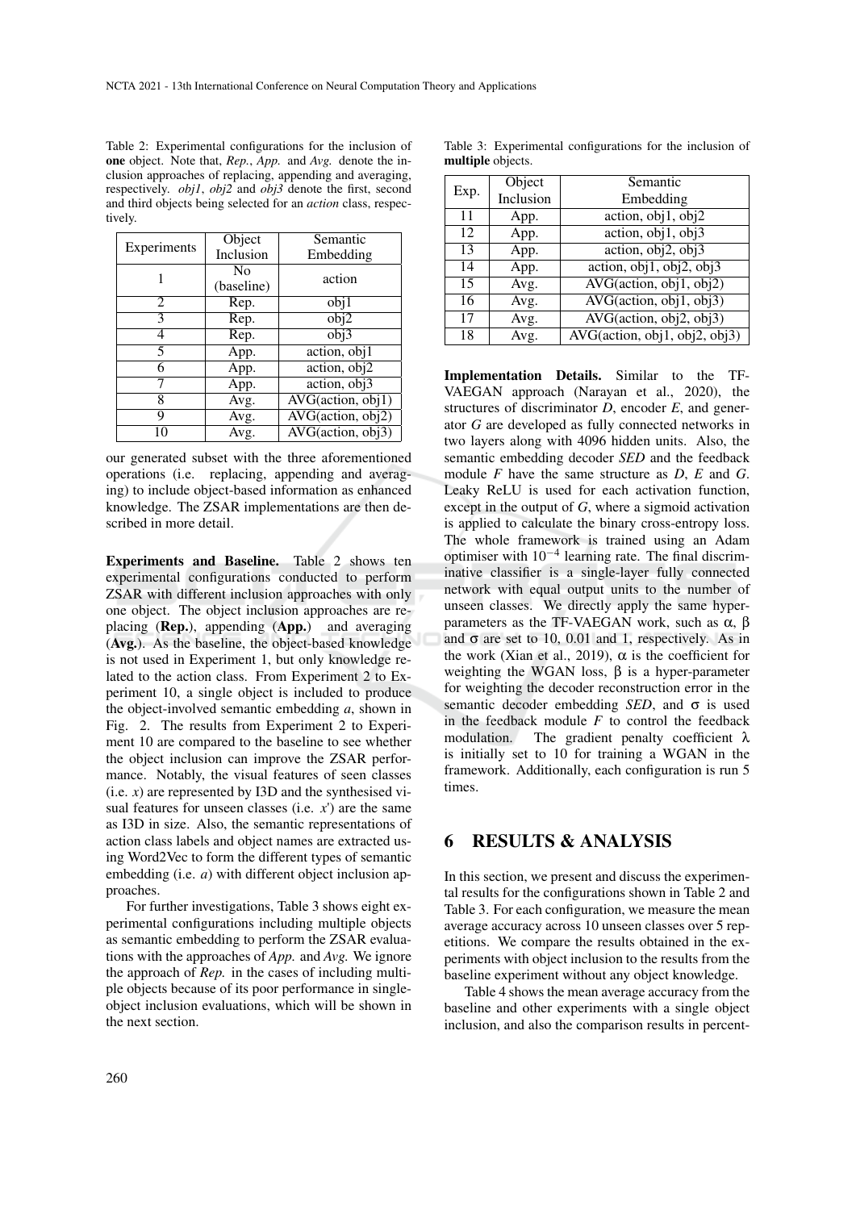Table 2: Experimental configurations for the inclusion of **one** object. Note that, *Rep.*, *App.* and *Avg.* denote the inclusion approaches of replacing, appending and averaging, respectively. *obj1*, *obj2* and *obj3* denote the first, second and third objects being selected for an *action* class, respectively.

| Experiments | Object Inclusion | Semantic Embedding |
|---|---|---|
| 1 | No (baseline) | action |
| 2 | Rep. | obj1 |
| 3 | Rep. | obj2 |
| 4 | Rep. | obj3 |
| 5 | App. | action, obj1 |
| 6 | App. | action, obj2 |
| 7 | App. | action, obj3 |
| 8 | Avg. | AVG(action, obj1) |
| 9 | Avg. | AVG(action, obj2) |
| 10 | Avg. | AVG(action, obj3) |

our generated subset with the three aforementioned operations (i.e. replacing, appending and averaging) to include object-based information as enhanced knowledge. The ZSAR implementations are then described in more detail.

**Experiments and Baseline.** Table 2 shows ten experimental configurations conducted to perform ZSAR with different inclusion approaches with only one object. The object inclusion approaches are replacing (**Rep.**), appending (**App.**) and averaging (**Avg.**). As the baseline, the object-based knowledge is not used in Experiment 1, but only knowledge related to the action class. From Experiment 2 to Experiment 10, a single object is included to produce the object-involved semantic embedding *a*, shown in Fig. 2. The results from Experiment 2 to Experiment 10 are compared to the baseline to see whether the object inclusion can improve the ZSAR performance. Notably, the visual features of seen classes (i.e. *x*) are represented by I3D and the synthesised visual features for unseen classes (i.e. *x*') are the same as I3D in size. Also, the semantic representations of action class labels and object names are extracted using Word2Vec to form the different types of semantic embedding (i.e. *a*) with different object inclusion approaches.

For further investigations, Table 3 shows eight experimental configurations including multiple objects as semantic embedding to perform the ZSAR evaluations with the approaches of *App.* and *Avg.* We ignore the approach of *Rep.* in the cases of including multiple objects because of its poor performance in single-object inclusion evaluations, which will be shown in the next section.

Table 3: Experimental configurations for the inclusion of **multiple** objects.

| Exp. | Object Inclusion | Semantic Embedding |
|---|---|---|
| 11 | App. | action, obj1, obj2 |
| 12 | App. | action, obj1, obj3 |
| 13 | App. | action, obj2, obj3 |
| 14 | App. | action, obj1, obj2, obj3 |
| 15 | Avg. | AVG(action, obj1, obj2) |
| 16 | Avg. | AVG(action, obj1, obj3) |
| 17 | Avg. | AVG(action, obj2, obj3) |
| 18 | Avg. | AVG(action, obj1, obj2, obj3) |

**Implementation Details.** Similar to the TF-VAEGAN approach (Narayan et al., 2020), the structures of discriminator *D*, encoder *E*, and generator *G* are developed as fully connected networks in two layers along with 4096 hidden units. Also, the semantic embedding decoder *SED* and the feedback module *F* have the same structure as *D*, *E* and *G*. Leaky ReLU is used for each activation function, except in the output of *G*, where a sigmoid activation is applied to calculate the binary cross-entropy loss. The whole framework is trained using an Adam optimiser with $10^{-4}$ learning rate. The final discriminative classifier is a single-layer fully connected network with equal output units to the number of unseen classes. We directly apply the same hyper-parameters as the TF-VAEGAN work, such as $\alpha$, $\beta$ and $\sigma$ are set to 10, 0.01 and 1, respectively. As in the work (Xian et al., 2019), $\alpha$ is the coefficient for weighting the WGAN loss, $\beta$ is a hyper-parameter for weighting the decoder reconstruction error in the semantic decoder embedding *SED*, and $\sigma$ is used in the feedback module *F* to control the feedback modulation. The gradient penalty coefficient $\lambda$ is initially set to 10 for training a WGAN in the framework. Additionally, each configuration is run 5 times.

## 6 RESULTS & ANALYSIS

In this section, we present and discuss the experimental results for the configurations shown in Table 2 and Table 3. For each configuration, we measure the mean average accuracy across 10 unseen classes over 5 repetitions. We compare the results obtained in the experiments with object inclusion to the results from the baseline experiment without any object knowledge.

Table 4 shows the mean average accuracy from the baseline and other experiments with a single object inclusion, and also the comparison results in percent-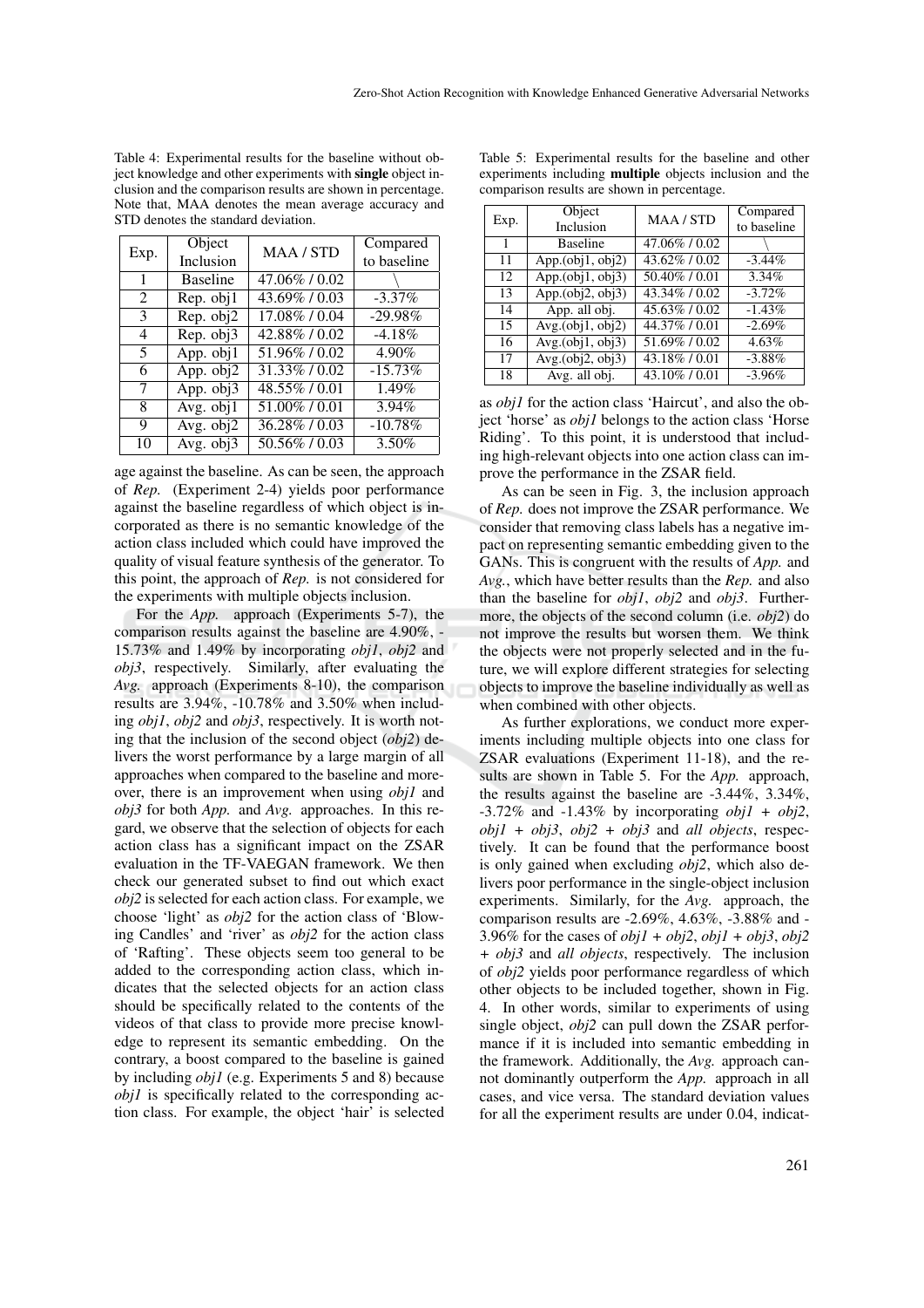Table 4: Experimental results for the baseline without object knowledge and other experiments with **single** object inclusion and the comparison results are shown in percentage. Note that, MAA denotes the mean average accuracy and STD denotes the standard deviation.

| Exp. | Object Inclusion | MAA / STD | Compared to baseline |
|---|---|---|---|
| 1 | Baseline | 47.06% / 0.02 | \ |
| 2 | Rep. obj1 | 43.69% / 0.03 | -3.37% |
| 3 | Rep. obj2 | 17.08% / 0.04 | -29.98% |
| 4 | Rep. obj3 | 42.88% / 0.02 | -4.18% |
| 5 | App. obj1 | 51.96% / 0.02 | 4.90% |
| 6 | App. obj2 | 31.33% / 0.02 | -15.73% |
| 7 | App. obj3 | 48.55% / 0.01 | 1.49% |
| 8 | Avg. obj1 | 51.00% / 0.01 | 3.94% |
| 9 | Avg. obj2 | 36.28% / 0.03 | -10.78% |
| 10 | Avg. obj3 | 50.56% / 0.03 | 3.50% |

age against the baseline. As can be seen, the approach of *Rep.* (Experiment 2-4) yields poor performance against the baseline regardless of which object is incorporated as there is no semantic knowledge of the action class included which could have improved the quality of visual feature synthesis of the generator. To this point, the approach of *Rep.* is not considered for the experiments with multiple objects inclusion.

For the *App.* approach (Experiments 5-7), the comparison results against the baseline are 4.90%, -15.73% and 1.49% by incorporating *obj1*, *obj2* and *obj3*, respectively. Similarly, after evaluating the *Avg.* approach (Experiments 8-10), the comparison results are 3.94%, -10.78% and 3.50% when including *obj1*, *obj2* and *obj3*, respectively. It is worth noting that the inclusion of the second object (*obj2*) delivers the worst performance by a large margin of all approaches when compared to the baseline and moreover, there is an improvement when using *obj1* and *obj3* for both *App.* and *Avg.* approaches. In this regard, we observe that the selection of objects for each action class has a significant impact on the ZSAR evaluation in the TF-VAEGAN framework. We then check our generated subset to find out which exact *obj2* is selected for each action class. For example, we choose 'light' as *obj2* for the action class of 'Blowing Candles' and 'river' as *obj2* for the action class of 'Rafting'. These objects seem too general to be added to the corresponding action class, which indicates that the selected objects for an action class should be specifically related to the contents of the videos of that class to provide more precise knowledge to represent its semantic embedding. On the contrary, a boost compared to the baseline is gained by including *obj1* (e.g. Experiments 5 and 8) because *obj1* is specifically related to the corresponding action class. For example, the object 'hair' is selected as *obj1* for the action class 'Haircut', and also the object 'horse' as *obj1* belongs to the action class 'Horse Riding'. To this point, it is understood that including high-relevant objects into one action class can improve the performance in the ZSAR field.

Table 5: Experimental results for the baseline and other experiments including **multiple** objects inclusion and the comparison results are shown in percentage.

| Exp. | Object Inclusion | MAA / STD | Compared to baseline |
|---|---|---|---|
| 1 | Baseline | 47.06% / 0.02 | \ |
| 11 | App.(obj1, obj2) | 43.62% / 0.02 | -3.44% |
| 12 | App.(obj1, obj3) | 50.40% / 0.01 | 3.34% |
| 13 | App.(obj2, obj3) | 43.34% / 0.02 | -3.72% |
| 14 | App. all obj. | 45.63% / 0.02 | -1.43% |
| 15 | Avg.(obj1, obj2) | 44.37% / 0.01 | -2.69% |
| 16 | Avg.(obj1, obj3) | 51.69% / 0.02 | 4.63% |
| 17 | Avg.(obj2, obj3) | 43.18% / 0.01 | -3.88% |
| 18 | Avg. all obj. | 43.10% / 0.01 | -3.96% |

As can be seen in Fig. 3, the inclusion approach of *Rep.* does not improve the ZSAR performance. We consider that removing class labels has a negative impact on representing semantic embedding given to the GANs. This is congruent with the results of *App.* and *Avg.*, which have better results than the *Rep.* and also than the baseline for *obj1*, *obj2* and *obj3*. Furthermore, the objects of the second column (i.e. *obj2*) do not improve the results but worsen them. We think the objects were not properly selected and in the future, we will explore different strategies for selecting objects to improve the baseline individually as well as when combined with other objects.

As further explorations, we conduct more experiments including multiple objects into one class for ZSAR evaluations (Experiment 11-18), and the results are shown in Table 5. For the *App.* approach, the results against the baseline are -3.44%, 3.34%, -3.72% and -1.43% by incorporating *obj1 + obj2*, *obj1 + obj3*, *obj2 + obj3* and *all objects*, respectively. It can be found that the performance boost is only gained when excluding *obj2*, which also delivers poor performance in the single-object inclusion experiments. Similarly, for the *Avg.* approach, the comparison results are -2.69%, 4.63%, -3.88% and -3.96% for the cases of *obj1 + obj2*, *obj1 + obj3*, *obj2 + obj3* and *all objects*, respectively. The inclusion of *obj2* yields poor performance regardless of which other objects to be included together, shown in Fig. 4. In other words, similar to experiments of using single object, *obj2* can pull down the ZSAR performance if it is included into semantic embedding in the framework. Additionally, the *Avg.* approach cannot dominantly outperform the *App.* approach in all cases, and vice versa. The standard deviation values for all the experiment results are under 0.04, indicat-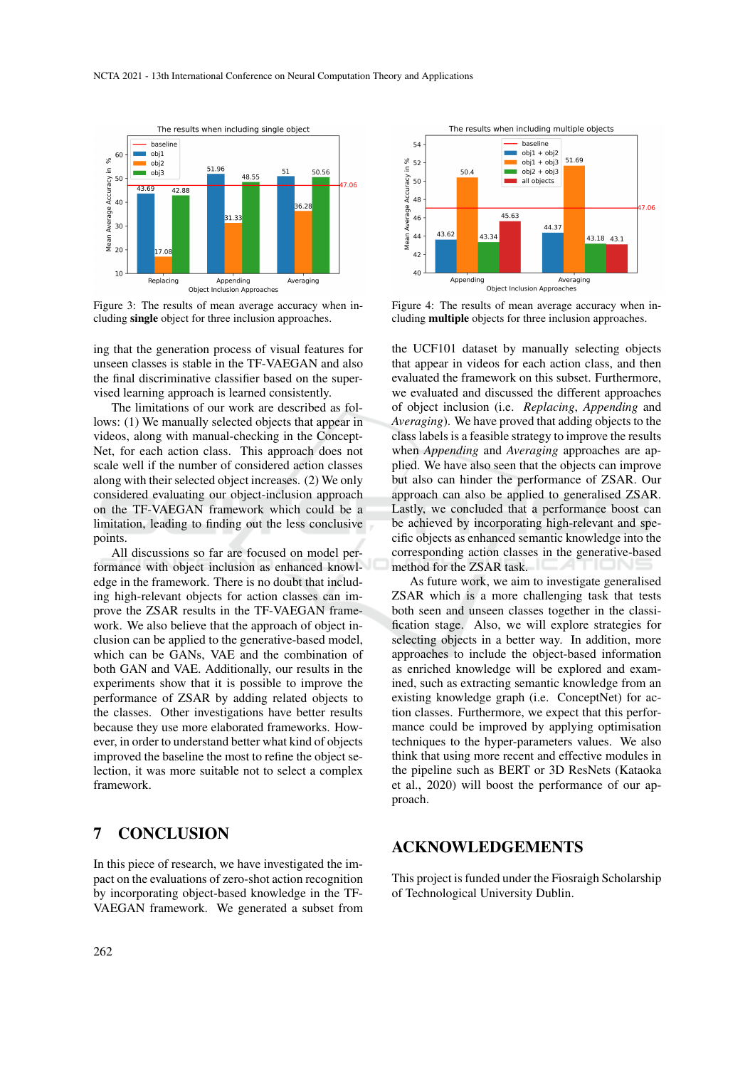Figure 3: The results of mean average accuracy when including **single** object for three inclusion approaches.

Figure 4: The results of mean average accuracy when including **multiple** objects for three inclusion approaches.

ing that the generation process of visual features for unseen classes is stable in the TF-VAEGAN and also the final discriminative classifier based on the supervised learning approach is learned consistently.

The limitations of our work are described as follows: (1) We manually selected objects that appear in videos, along with manual-checking in the ConceptNet, for each action class. This approach does not scale well if the number of considered action classes along with their selected object increases. (2) We only considered evaluating our object-inclusion approach on the TF-VAEGAN framework which could be a limitation, leading to finding out the less conclusive points.

All discussions so far are focused on model performance with object inclusion as enhanced knowledge in the framework. There is no doubt that including high-relevant objects for action classes can improve the ZSAR results in the TF-VAEGAN framework. We also believe that the approach of object inclusion can be applied to the generative-based model, which can be GANs, VAE and the combination of both GAN and VAE. Additionally, our results in the experiments show that it is possible to improve the performance of ZSAR by adding related objects to the classes. Other investigations have better results because they use more elaborated frameworks. However, in order to understand better what kind of objects improved the baseline the most to refine the object selection, it was more suitable not to select a complex framework.

## 7 CONCLUSION

In this piece of research, we have investigated the impact on the evaluations of zero-shot action recognition by incorporating object-based knowledge in the TF-VAEGAN framework. We generated a subset from the UCF101 dataset by manually selecting objects that appear in videos for each action class, and then evaluated the framework on this subset. Furthermore, we evaluated and discussed the different approaches of object inclusion (i.e. *Replacing*, *Appending* and *Averaging*). We have proved that adding objects to the class labels is a feasible strategy to improve the results when *Appending* and *Averaging* approaches are applied. We have also seen that the objects can improve but also can hinder the performance of ZSAR. Our approach can also be applied to generalised ZSAR. Lastly, we concluded that a performance boost can be achieved by incorporating high-relevant and specific objects as enhanced semantic knowledge into the corresponding action classes in the generative-based method for the ZSAR task.

As future work, we aim to investigate generalised ZSAR which is a more challenging task that tests both seen and unseen classes together in the classification stage. Also, we will explore strategies for selecting objects in a better way. In addition, more approaches to include the object-based information as enriched knowledge will be explored and examined, such as extracting semantic knowledge from an existing knowledge graph (i.e. ConceptNet) for action classes. Furthermore, we expect that this performance could be improved by applying optimisation techniques to the hyper-parameters values. We also think that using more recent and effective modules in the pipeline such as BERT or 3D ResNets (Kataoka et al., 2020) will boost the performance of our approach.

## ACKNOWLEDGEMENTS

This project is funded under the Fiosraigh Scholarship of Technological University Dublin.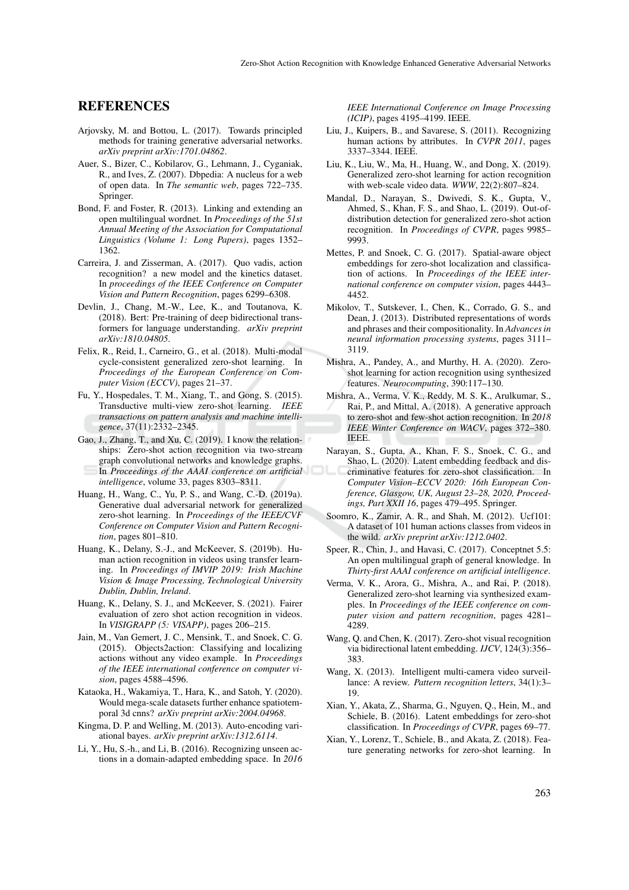## REFERENCES

Arjovsky, M. and Bottou, L. (2017). Towards principled methods for training generative adversarial networks. *arXiv preprint arXiv:1701.04862*.

Auer, S., Bizer, C., Kobilarov, G., Lehmann, J., Cyganiak, R., and Ives, Z. (2007). Dbpedia: A nucleus for a web of open data. In *The semantic web*, pages 722–735. Springer.

Bond, F. and Foster, R. (2013). Linking and extending an open multilingual wordnet. In *Proceedings of the 51st Annual Meeting of the Association for Computational Linguistics (Volume 1: Long Papers)*, pages 1352–1362.

Carreira, J. and Zisserman, A. (2017). Quo vadis, action recognition? a new model and the kinetics dataset. In *proceedings of the IEEE Conference on Computer Vision and Pattern Recognition*, pages 6299–6308.

Devlin, J., Chang, M.-W., Lee, K., and Toutanova, K. (2018). Bert: Pre-training of deep bidirectional transformers for language understanding. *arXiv preprint arXiv:1810.04805*.

Felix, R., Reid, I., Carneiro, G., et al. (2018). Multi-modal cycle-consistent generalized zero-shot learning. In *Proceedings of the European Conference on Computer Vision (ECCV)*, pages 21–37.

Fu, Y., Hospedales, T. M., Xiang, T., and Gong, S. (2015). Transductive multi-view zero-shot learning. *IEEE transactions on pattern analysis and machine intelligence*, 37(11):2332–2345.

Gao, J., Zhang, T., and Xu, C. (2019). I know the relationships: Zero-shot action recognition via two-stream graph convolutional networks and knowledge graphs. In *Proceedings of the AAAI conference on artificial intelligence*, volume 33, pages 8303–8311.

Huang, H., Wang, C., Yu, P. S., and Wang, C.-D. (2019a). Generative dual adversarial network for generalized zero-shot learning. In *Proceedings of the IEEE/CVF Conference on Computer Vision and Pattern Recognition*, pages 801–810.

Huang, K., Delany, S.-J., and McKeever, S. (2019b). Human action recognition in videos using transfer learning. In *Proceedings of IMVIP 2019: Irish Machine Vision & Image Processing, Technological University Dublin, Dublin, Ireland*.

Huang, K., Delany, S. J., and McKeever, S. (2021). Fairer evaluation of zero shot action recognition in videos. In *VISIGRAPP (5: VISAPP)*, pages 206–215.

Jain, M., Van Gemert, J. C., Mensink, T., and Snoek, C. G. (2015). Objects2action: Classifying and localizing actions without any video example. In *Proceedings of the IEEE international conference on computer vision*, pages 4588–4596.

Kataoka, H., Wakamiya, T., Hara, K., and Satoh, Y. (2020). Would mega-scale datasets further enhance spatiotemporal 3d cnns? *arXiv preprint arXiv:2004.04968*.

Kingma, D. P. and Welling, M. (2013). Auto-encoding variational bayes. *arXiv preprint arXiv:1312.6114*.

Li, Y., Hu, S.-h., and Li, B. (2016). Recognizing unseen actions in a domain-adapted embedding space. In *2016 IEEE International Conference on Image Processing (ICIP)*, pages 4195–4199. IEEE.

Liu, J., Kuipers, B., and Savarese, S. (2011). Recognizing human actions by attributes. In *CVPR 2011*, pages 3337–3344. IEEE.

Liu, K., Liu, W., Ma, H., Huang, W., and Dong, X. (2019). Generalized zero-shot learning for action recognition with web-scale video data. *WWW*, 22(2):807–824.

Mandal, D., Narayan, S., Dwivedi, S. K., Gupta, V., Ahmed, S., Khan, F. S., and Shao, L. (2019). Out-of-distribution detection for generalized zero-shot action recognition. In *Proceedings of CVPR*, pages 9985–9993.

Mettes, P. and Snoek, C. G. (2017). Spatial-aware object embeddings for zero-shot localization and classification of actions. In *Proceedings of the IEEE international conference on computer vision*, pages 4443–4452.

Mikolov, T., Sutskever, I., Chen, K., Corrado, G. S., and Dean, J. (2013). Distributed representations of words and phrases and their compositionality. In *Advances in neural information processing systems*, pages 3111–3119.

Mishra, A., Pandey, A., and Murthy, H. A. (2020). Zero-shot learning for action recognition using synthesized features. *Neurocomputing*, 390:117–130.

Mishra, A., Verma, V. K., Reddy, M. S. K., Arulkumar, S., Rai, P., and Mittal, A. (2018). A generative approach to zero-shot and few-shot action recognition. In *2018 IEEE Winter Conference on WACV*, pages 372–380. IEEE.

Narayan, S., Gupta, A., Khan, F. S., Snoek, C. G., and Shao, L. (2020). Latent embedding feedback and discriminative features for zero-shot classification. In *Computer Vision–ECCV 2020: 16th European Conference, Glasgow, UK, August 23–28, 2020, Proceedings, Part XXII 16*, pages 479–495. Springer.

Soomro, K., Zamir, A. R., and Shah, M. (2012). Ucf101: A dataset of 101 human actions classes from videos in the wild. *arXiv preprint arXiv:1212.0402*.

Speer, R., Chin, J., and Havasi, C. (2017). Conceptnet 5.5: An open multilingual graph of general knowledge. In *Thirty-first AAAI conference on artificial intelligence*.

Verma, V. K., Arora, G., Mishra, A., and Rai, P. (2018). Generalized zero-shot learning via synthesized examples. In *Proceedings of the IEEE conference on computer vision and pattern recognition*, pages 4281–4289.

Wang, Q. and Chen, K. (2017). Zero-shot visual recognition via bidirectional latent embedding. *IJCV*, 124(3):356–383.

Wang, X. (2013). Intelligent multi-camera video surveillance: A review. *Pattern recognition letters*, 34(1):3–19.

Xian, Y., Akata, Z., Sharma, G., Nguyen, Q., Hein, M., and Schiele, B. (2016). Latent embeddings for zero-shot classification. In *Proceedings of CVPR*, pages 69–77.

Xian, Y., Lorenz, T., Schiele, B., and Akata, Z. (2018). Feature generating networks for zero-shot learning. In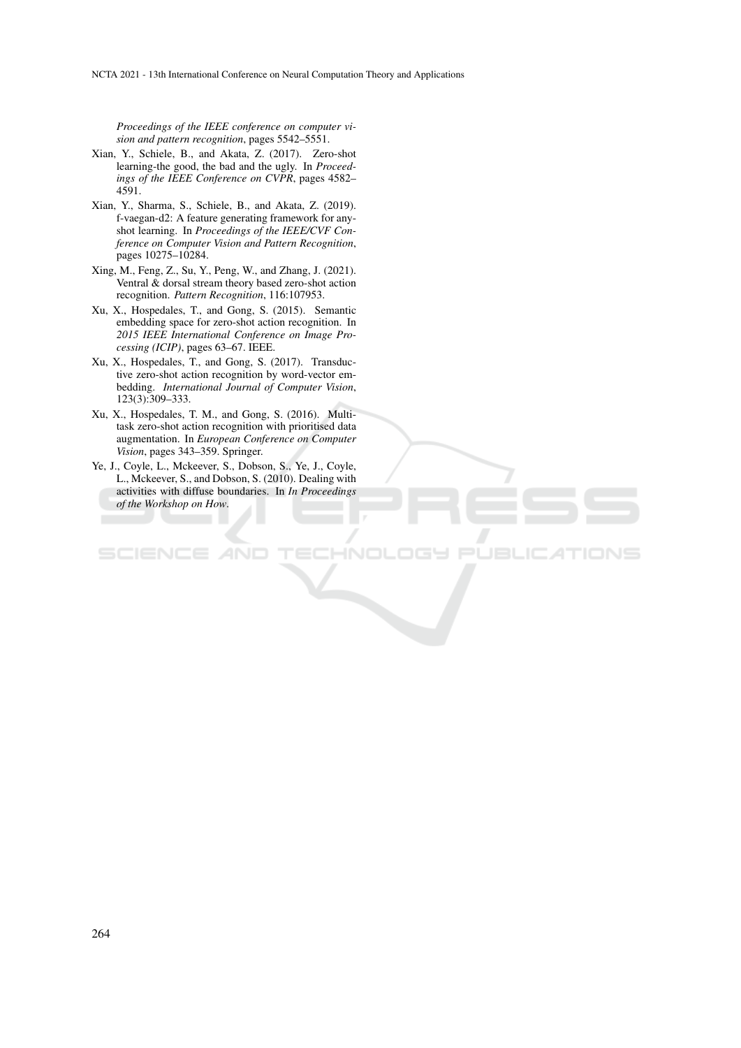*Proceedings of the IEEE conference on computer vision and pattern recognition*, pages 5542–5551.

Xian, Y., Schiele, B., and Akata, Z. (2017). Zero-shot learning-the good, the bad and the ugly. In *Proceedings of the IEEE Conference on CVPR*, pages 4582–4591.

Xian, Y., Sharma, S., Schiele, B., and Akata, Z. (2019). f-vaegan-d2: A feature generating framework for any-shot learning. In *Proceedings of the IEEE/CVF Conference on Computer Vision and Pattern Recognition*, pages 10275–10284.

Xing, M., Feng, Z., Su, Y., Peng, W., and Zhang, J. (2021). Ventral & dorsal stream theory based zero-shot action recognition. *Pattern Recognition*, 116:107953.

Xu, X., Hospedales, T., and Gong, S. (2015). Semantic embedding space for zero-shot action recognition. In *2015 IEEE International Conference on Image Processing (ICIP)*, pages 63–67. IEEE.

Xu, X., Hospedales, T., and Gong, S. (2017). Transductive zero-shot action recognition by word-vector embedding. *International Journal of Computer Vision*, 123(3):309–333.

Xu, X., Hospedales, T. M., and Gong, S. (2016). Multi-task zero-shot action recognition with prioritised data augmentation. In *European Conference on Computer Vision*, pages 343–359. Springer.

Ye, J., Coyle, L., Mckeever, S., Dobson, S., Ye, J., Coyle, L., Mckeever, S., and Dobson, S. (2010). Dealing with activities with diffuse boundaries. In *In Proceedings of the Workshop on How*.